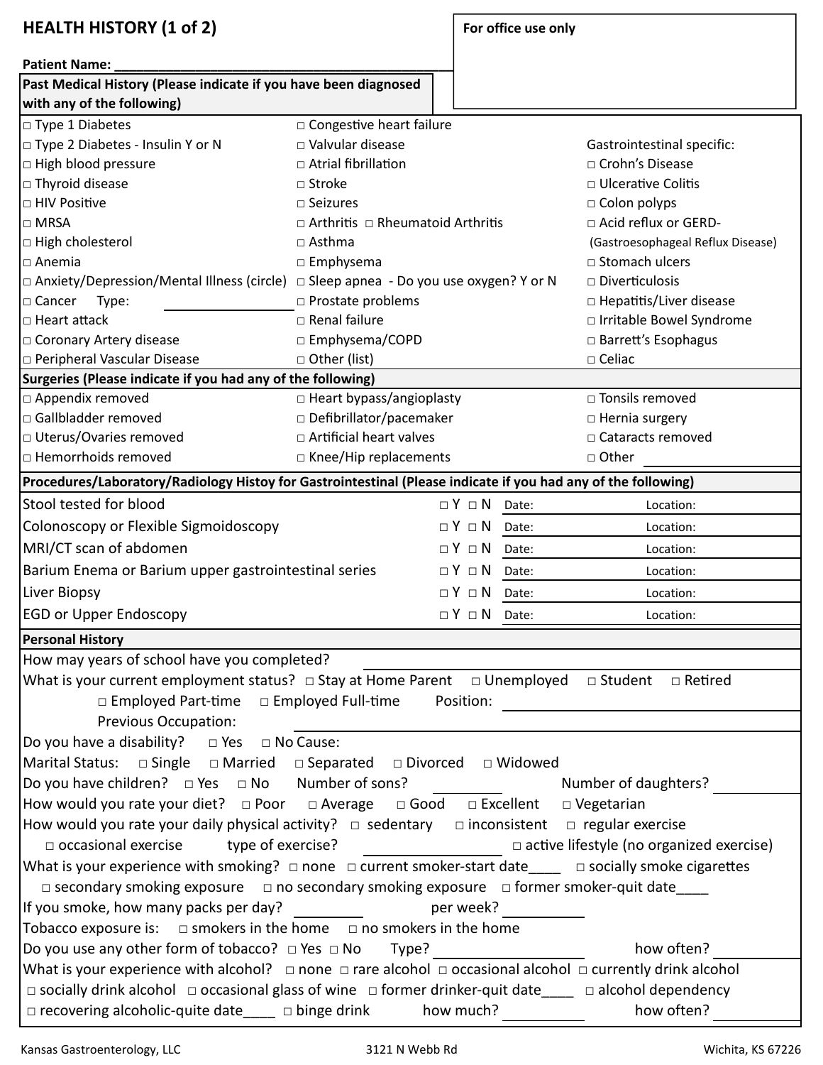# HEALTH HISTORY (1 of 2)

**For office use only**

**Patient Name:** ____________________________________________

## Past Medical History (Please indicate if you have been diagnosed with any of the following)

| | | |
|---|---|---|
| □ Type 1 Diabetes | □ Congestive heart failure | |
| □ Type 2 Diabetes - Insulin Y or N | □ Valvular disease | Gastrointestinal specific: |
| □ High blood pressure | □ Atrial fibrillation | □ Crohn's Disease |
| □ Thyroid disease | □ Stroke | □ Ulcerative Colitis |
| □ HIV Positive | □ Seizures | □ Colon polyps |
| □ MRSA | □ Arthritis □ Rheumatoid Arthritis | □ Acid reflux or GERD- (Gastroesophageal Reflux Disease) |
| □ High cholesterol | □ Asthma | |
| □ Anemia | □ Emphysema | □ Stomach ulcers |
| □ Anxiety/Depression/Mental Illness (circle) | □ Sleep apnea - Do you use oxygen? Y or N | □ Diverticulosis |
| □ Cancer Type: ____________ | □ Prostate problems | □ Hepatitis/Liver disease |
| □ Heart attack | □ Renal failure | □ Irritable Bowel Syndrome |
| □ Coronary Artery disease | □ Emphysema/COPD | □ Barrett's Esophagus |
| □ Peripheral Vascular Disease | □ Other (list) | □ Celiac |

## Surgeries (Please indicate if you had any of the following)

| | | |
|---|---|---|
| □ Appendix removed | □ Heart bypass/angioplasty | □ Tonsils removed |
| □ Gallbladder removed | □ Defibrillator/pacemaker | □ Hernia surgery |
| □ Uterus/Ovaries removed | □ Artificial heart valves | □ Cataracts removed |
| □ Hemorrhoids removed | □ Knee/Hip replacements | □ Other ____________ |

## Procedures/Laboratory/Radiology Histoy for Gastrointestinal (Please indicate if you had any of the following)

| | | | |
|---|---|---|---|
| Stool tested for blood | □ Y □ N | Date: | Location: |
| Colonoscopy or Flexible Sigmoidoscopy | □ Y □ N | Date: | Location: |
| MRI/CT scan of abdomen | □ Y □ N | Date: | Location: |
| Barium Enema or Barium upper gastrointestinal series | □ Y □ N | Date: | Location: |
| Liver Biopsy | □ Y □ N | Date: | Location: |
| EGD or Upper Endoscopy | □ Y □ N | Date: | Location: |

## Personal History

How may years of school have you completed? ____________

What is your current employment status? □ Stay at Home Parent □ Unemployed □ Student □ Retired
□ Employed Part-time □ Employed Full-time Position: ____________
Previous Occupation: ____________

Do you have a disability? □ Yes □ No Cause:

Marital Status: □ Single □ Married □ Separated □ Divorced □ Widowed

Do you have children? □ Yes □ No Number of sons? ________ Number of daughters? ________

How would you rate your diet? □ Poor □ Average □ Good □ Excellent □ Vegetarian

How would you rate your daily physical activity? □ sedentary □ inconsistent □ regular exercise
□ occasional exercise type of exercise? ____________ □ active lifestyle (no organized exercise)

What is your experience with smoking? □ none □ current smoker-start date____ □ socially smoke cigarettes
□ secondary smoking exposure □ no secondary smoking exposure □ former smoker-quit date____

If you smoke, how many packs per day? ________ per week? ________

Tobacco exposure is: □ smokers in the home □ no smokers in the home

Do you use any other form of tobacco? □ Yes □ No Type? ____________ how often? ________

What is your experience with alcohol? □ none □ rare alcohol □ occasional alcohol □ currently drink alcohol
□ socially drink alcohol □ occasional glass of wine □ former drinker-quit date____ □ alcohol dependency
□ recovering alcoholic-quite date____ □ binge drink how much? ________ how often? ________

Kansas Gastroenterology, LLC 3121 N Webb Rd Wichita, KS 67226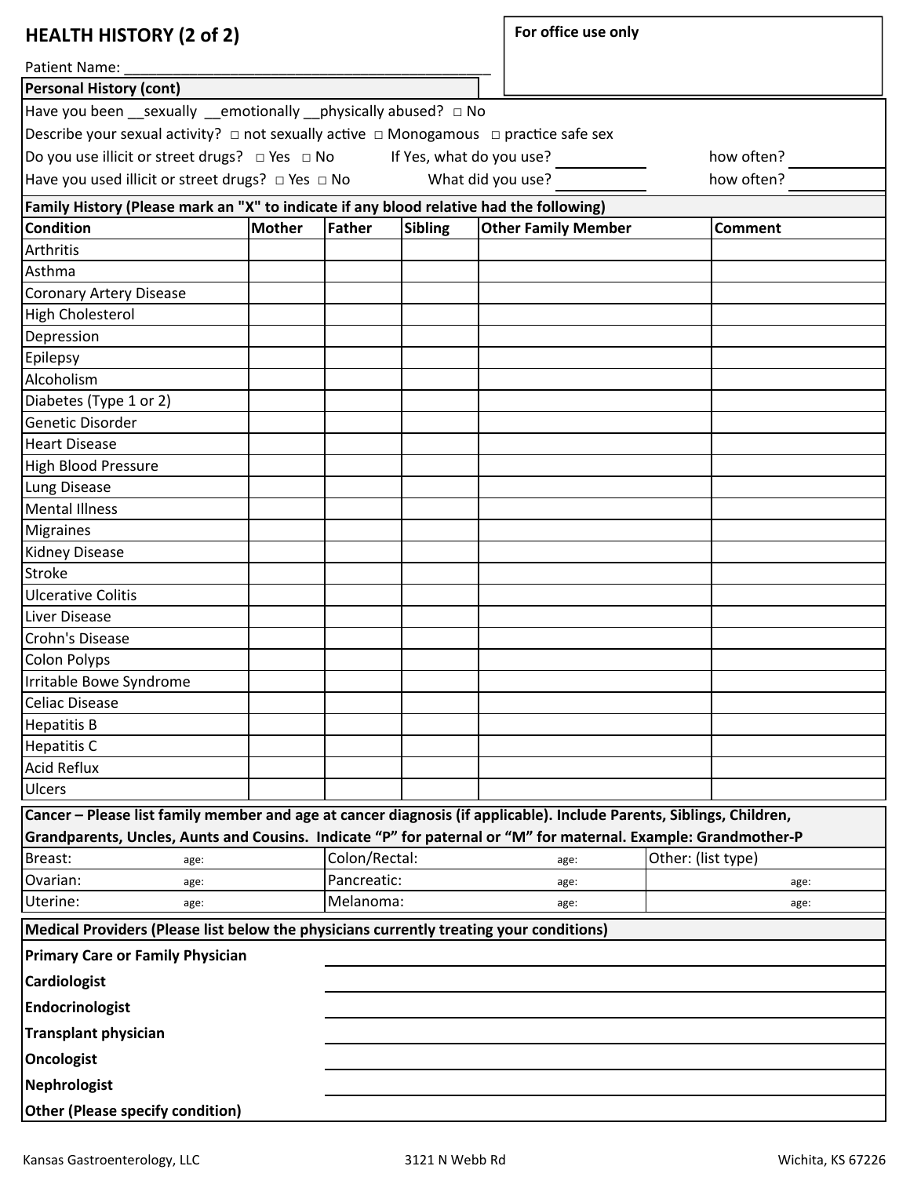# HEALTH HISTORY (2 of 2)

**For office use only**

Patient Name: ____________________________________________

**Personal History (cont)**

Have you been __sexually __emotionally __physically abused? □ No

Describe your sexual activity? □ not sexually active □ Monogamous □ practice safe sex

Do you use illicit or street drugs? □ Yes □ No If Yes, what do you use? __________ how often? __________

Have you used illicit or street drugs? □ Yes □ No What did you use? __________ how often? __________

**Family History (Please mark an "X" to indicate if any blood relative had the following)**

| Condition | Mother | Father | Sibling | Other Family Member | Comment |
|---|---|---|---|---|---|
| Arthritis | | | | | |
| Asthma | | | | | |
| Coronary Artery Disease | | | | | |
| High Cholesterol | | | | | |
| Depression | | | | | |
| Epilepsy | | | | | |
| Alcoholism | | | | | |
| Diabetes (Type 1 or 2) | | | | | |
| Genetic Disorder | | | | | |
| Heart Disease | | | | | |
| High Blood Pressure | | | | | |
| Lung Disease | | | | | |
| Mental Illness | | | | | |
| Migraines | | | | | |
| Kidney Disease | | | | | |
| Stroke | | | | | |
| Ulcerative Colitis | | | | | |
| Liver Disease | | | | | |
| Crohn's Disease | | | | | |
| Colon Polyps | | | | | |
| Irritable Bowe Syndrome | | | | | |
| Celiac Disease | | | | | |
| Hepatitis B | | | | | |
| Hepatitis C | | | | | |
| Acid Reflux | | | | | |
| Ulcers | | | | | |

**Cancer – Please list family member and age at cancer diagnosis (if applicable). Include Parents, Siblings, Children, Grandparents, Uncles, Aunts and Cousins. Indicate "P" for paternal or "M" for maternal. Example: Grandmother-P**

| | | | | | |
|---|---|---|---|---|---|
| Breast: | age: | Colon/Rectal: | age: | Other: (list type) | |
| Ovarian: | age: | Pancreatic: | age: | | age: |
| Uterine: | age: | Melanoma: | age: | | age: |

**Medical Providers (Please list below the physicians currently treating your conditions)**

**Primary Care or Family Physician** ____________________________________________

**Cardiologist** ____________________________________________

**Endocrinologist** ____________________________________________

**Transplant physician** ____________________________________________

**Oncologist** ____________________________________________

**Nephrologist** ____________________________________________

**Other (Please specify condition)**

Kansas Gastroenterology, LLC 3121 N Webb Rd Wichita, KS 67226